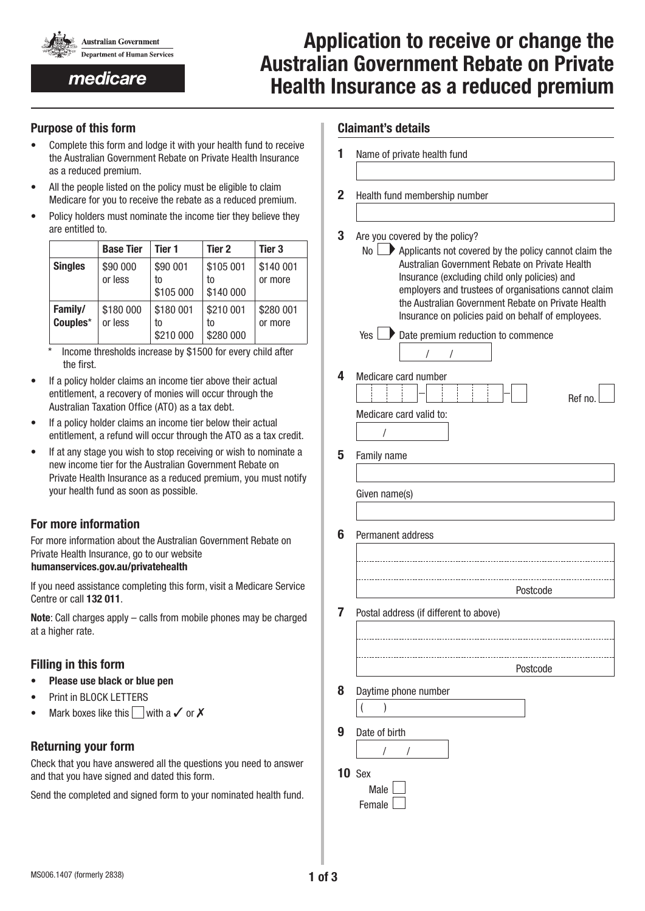Australian Government
Department of Human Services

medicare

# Application to receive or change the Australian Government Rebate on Private Health Insurance as a reduced premium

## Purpose of this form

- Complete this form and lodge it with your health fund to receive the Australian Government Rebate on Private Health Insurance as a reduced premium.
- All the people listed on the policy must be eligible to claim Medicare for you to receive the rebate as a reduced premium.
- Policy holders must nominate the income tier they believe they are entitled to.

| | Base Tier | Tier 1 | Tier 2 | Tier 3 |
|---|---|---|---|---|
| **Singles** | $90 000 or less | $90 001 to $105 000 | $105 001 to $140 000 | $140 001 or more |
| **Family/ Couples*** | $180 000 or less | $180 001 to $210 000 | $210 001 to $280 000 | $280 001 or more |

\* Income thresholds increase by $1500 for every child after the first.

- If a policy holder claims an income tier above their actual entitlement, a recovery of monies will occur through the Australian Taxation Office (ATO) as a tax debt.
- If a policy holder claims an income tier below their actual entitlement, a refund will occur through the ATO as a tax credit.
- If at any stage you wish to stop receiving or wish to nominate a new income tier for the Australian Government Rebate on Private Health Insurance as a reduced premium, you must notify your health fund as soon as possible.

## For more information

For more information about the Australian Government Rebate on Private Health Insurance, go to our website
**humanservices.gov.au/privatehealth**

If you need assistance completing this form, visit a Medicare Service Centre or call **132 011**.

**Note**: Call charges apply – calls from mobile phones may be charged at a higher rate.

## Filling in this form

- **Please use black or blue pen**
- Print in BLOCK LETTERS
- Mark boxes like this ☐ with a ✓ or ✗

## Returning your form

Check that you have answered all the questions you need to answer and that you have signed and dated this form.

Send the completed and signed form to your nominated health fund.

## Claimant's details

**1** Name of private health fund

**2** Health fund membership number

**3** Are you covered by the policy?

No ☐ ▶ Applicants not covered by the policy cannot claim the Australian Government Rebate on Private Health Insurance (excluding child only policies) and employers and trustees of organisations cannot claim the Australian Government Rebate on Private Health Insurance on policies paid on behalf of employees.

Yes ☐ ▶ Date premium reduction to commence  / /

**4** Medicare card number  –  –  Ref no.

Medicare card valid to:  /

**5** Family name

Given name(s)

**6** Permanent address

Postcode

**7** Postal address (if different to above)

Postcode

**8** Daytime phone number
( )

**9** Date of birth
/ /

**10** Sex
Male ☐
Female ☐

MS006.1407 (formerly 2838)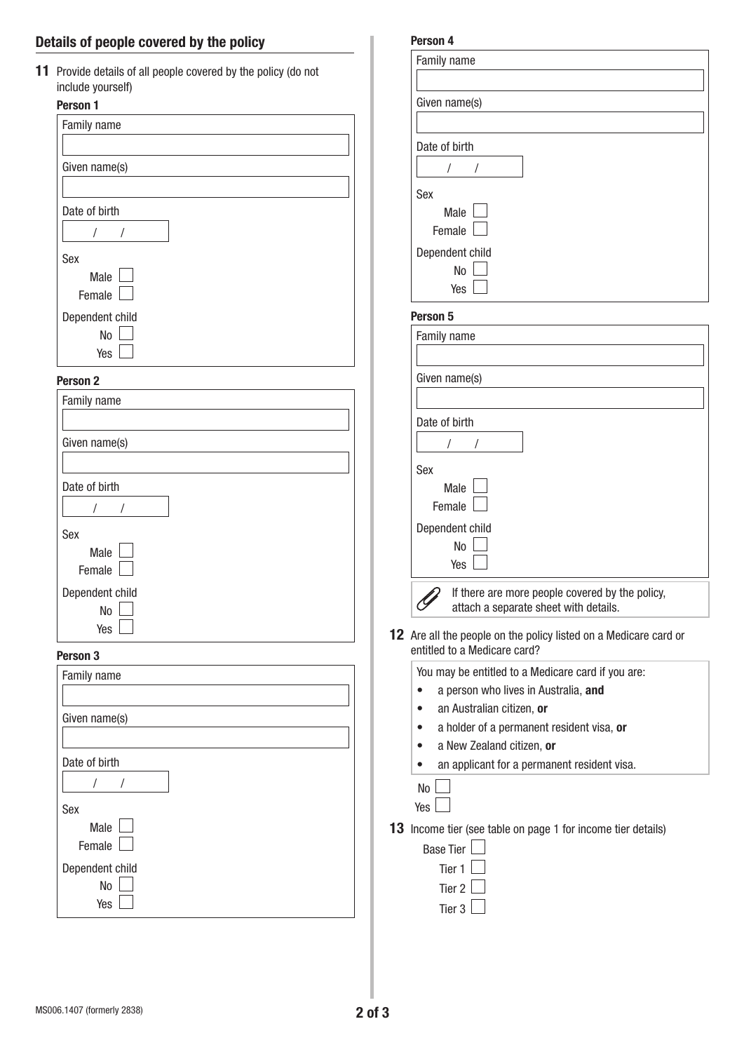## Details of people covered by the policy

**11** Provide details of all people covered by the policy (do not include yourself)

**Person 1**

Family name

Given name(s)

Date of birth

/ /

Sex

Male ☐

Female ☐

Dependent child

No ☐

Yes ☐

**Person 2**

Family name

Given name(s)

Date of birth

/ /

Sex

Male ☐

Female ☐

Dependent child

No ☐

Yes ☐

**Person 3**

Family name

Given name(s)

Date of birth

/ /

Sex

Male ☐

Female ☐

Dependent child

No ☐

Yes ☐

**Person 4**

Family name

Given name(s)

Date of birth

/ /

Sex

Male ☐

Female ☐

Dependent child

No ☐

Yes ☐

**Person 5**

Family name

Given name(s)

Date of birth

/ /

Sex

Male ☐

Female ☐

Dependent child

No ☐

Yes ☐

If there are more people covered by the policy, attach a separate sheet with details.

**12** Are all the people on the policy listed on a Medicare card or entitled to a Medicare card?

You may be entitled to a Medicare card if you are:

- a person who lives in Australia, **and**
- an Australian citizen, **or**
- a holder of a permanent resident visa, **or**
- a New Zealand citizen, **or**
- an applicant for a permanent resident visa.

No ☐

Yes ☐

**13** Income tier (see table on page 1 for income tier details)

Base Tier ☐

Tier 1 ☐

Tier 2 ☐

Tier 3 ☐

MS006.1407 (formerly 2838)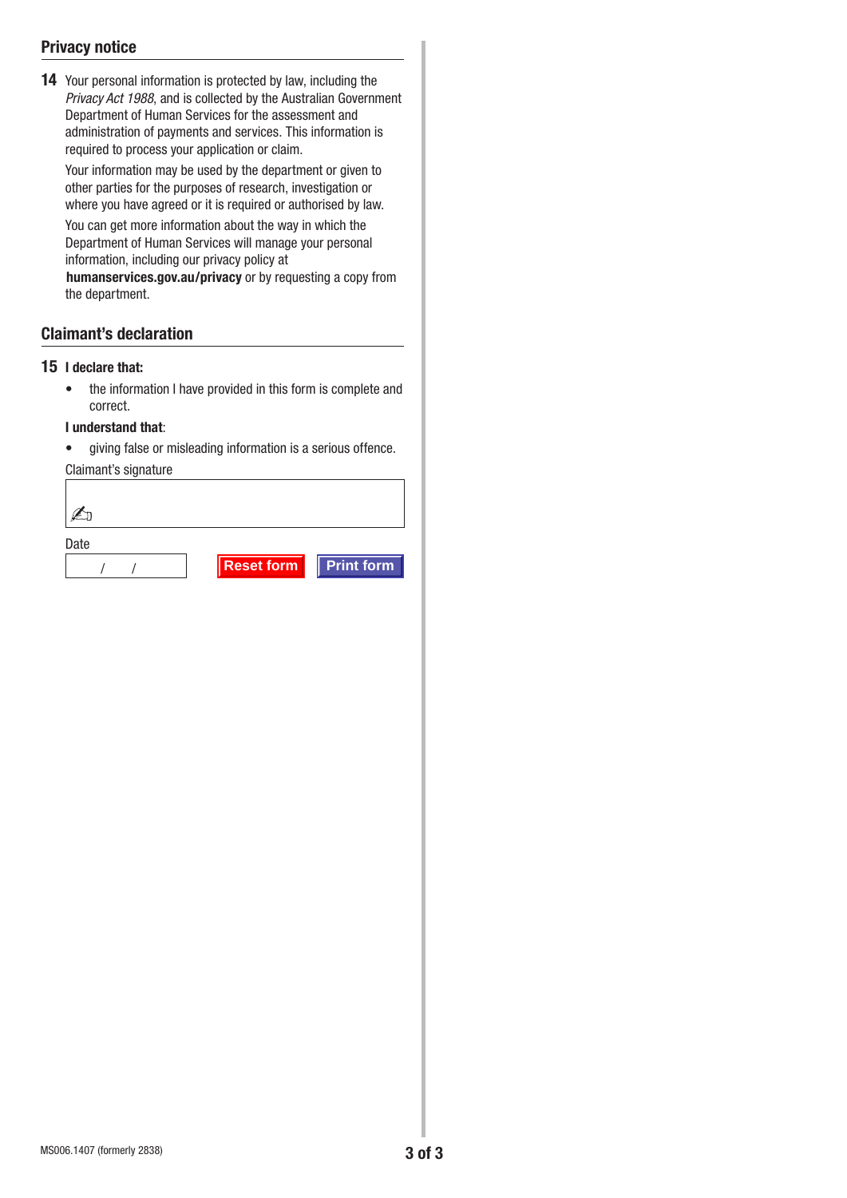## Privacy notice

**14** Your personal information is protected by law, including the *Privacy Act 1988*, and is collected by the Australian Government Department of Human Services for the assessment and administration of payments and services. This information is required to process your application or claim.

Your information may be used by the department or given to other parties for the purposes of research, investigation or where you have agreed or it is required or authorised by law.

You can get more information about the way in which the Department of Human Services will manage your personal information, including our privacy policy at **humanservices.gov.au/privacy** or by requesting a copy from the department.

## Claimant's declaration

**15** **I declare that:**

- the information I have provided in this form is complete and correct.

**I understand that**:

- giving false or misleading information is a serious offence.

Claimant's signature

✍

Date

/ /

Reset form

Print form

MS006.1407 (formerly 2838)